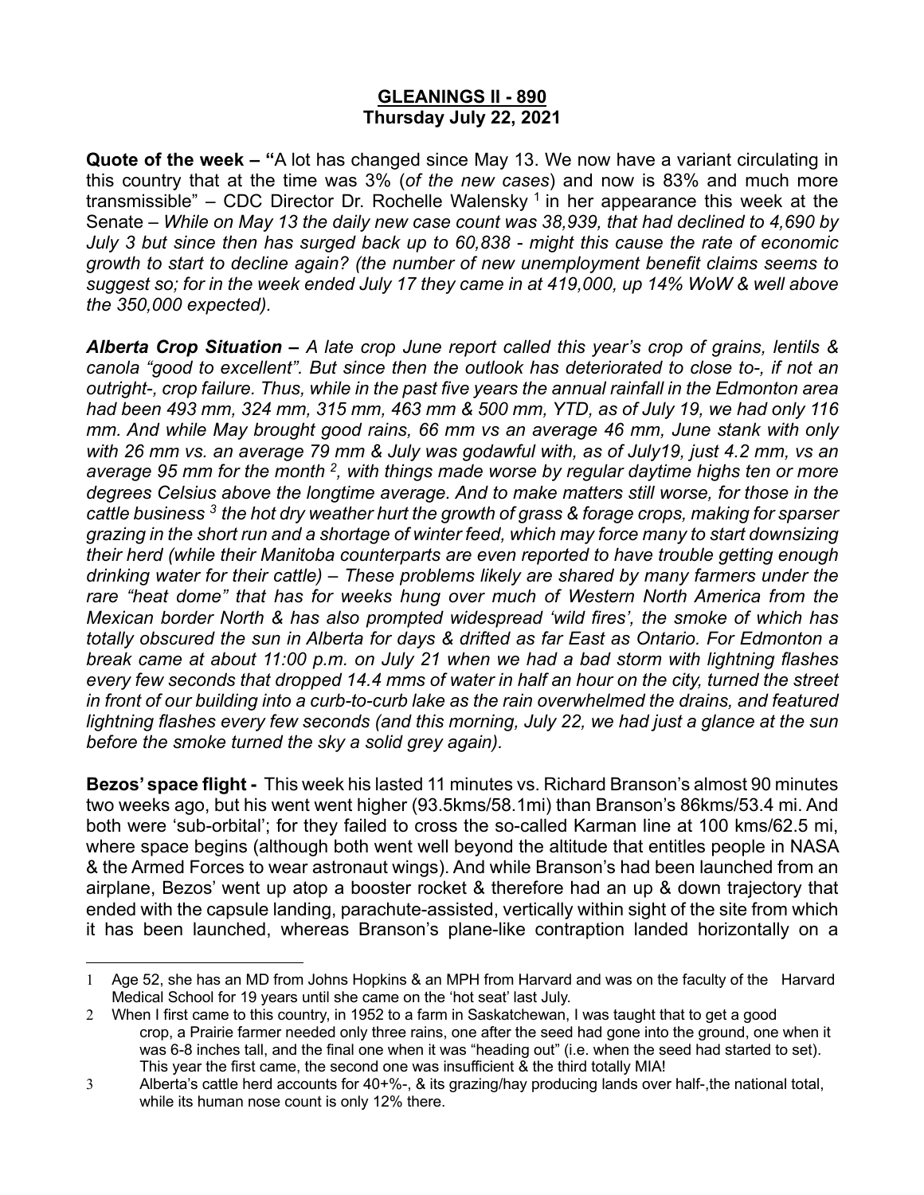# GLEANINGS II - 890
## Thursday July 22, 2021

**Quote of the week – "**A lot has changed since May 13. We now have a variant circulating in this country that at the time was 3% (*of the new cases*) and now is 83% and much more transmissible" – CDC Director Dr. Rochelle Walensky [1] in her appearance this week at the Senate – *While on May 13 the daily new case count was 38,939, that had declined to 4,690 by July 3 but since then has surged back up to 60,838 - might this cause the rate of economic growth to start to decline again? (the number of new unemployment benefit claims seems to suggest so; for in the week ended July 17 they came in at 419,000, up 14% WoW & well above the 350,000 expected).*

***Alberta Crop Situation –*** *A late crop June report called this year's crop of grains, lentils & canola "good to excellent". But since then the outlook has deteriorated to close to-, if not an outright-, crop failure. Thus, while in the past five years the annual rainfall in the Edmonton area had been 493 mm, 324 mm, 315 mm, 463 mm & 500 mm, YTD, as of July 19, we had only 116 mm. And while May brought good rains, 66 mm vs an average 46 mm, June stank with only with 26 mm vs. an average 79 mm & July was godawful with, as of July19, just 4.2 mm, vs an average 95 mm for the month* [2]*, with things made worse by regular daytime highs ten or more degrees Celsius above the longtime average. And to make matters still worse, for those in the cattle business* [3] *the hot dry weather hurt the growth of grass & forage crops, making for sparser grazing in the short run and a shortage of winter feed, which may force many to start downsizing their herd (while their Manitoba counterparts are even reported to have trouble getting enough drinking water for their cattle) – These problems likely are shared by many farmers under the rare "heat dome" that has for weeks hung over much of Western North America from the Mexican border North & has also prompted widespread 'wild fires', the smoke of which has totally obscured the sun in Alberta for days & drifted as far East as Ontario. For Edmonton a break came at about 11:00 p.m. on July 21 when we had a bad storm with lightning flashes every few seconds that dropped 14.4 mms of water in half an hour on the city, turned the street in front of our building into a curb-to-curb lake as the rain overwhelmed the drains, and featured lightning flashes every few seconds (and this morning, July 22, we had just a glance at the sun before the smoke turned the sky a solid grey again).*

**Bezos' space flight -** This week his lasted 11 minutes vs. Richard Branson's almost 90 minutes two weeks ago, but his went went higher (93.5kms/58.1mi) than Branson's 86kms/53.4 mi. And both were 'sub-orbital'; for they failed to cross the so-called Karman line at 100 kms/62.5 mi, where space begins (although both went well beyond the altitude that entitles people in NASA & the Armed Forces to wear astronaut wings). And while Branson's had been launched from an airplane, Bezos' went up atop a booster rocket & therefore had an up & down trajectory that ended with the capsule landing, parachute-assisted, vertically within sight of the site from which it has been launched, whereas Branson's plane-like contraption landed horizontally on a

---

1 Age 52, she has an MD from Johns Hopkins & an MPH from Harvard and was on the faculty of the Harvard Medical School for 19 years until she came on the 'hot seat' last July.

2 When I first came to this country, in 1952 to a farm in Saskatchewan, I was taught that to get a good crop, a Prairie farmer needed only three rains, one after the seed had gone into the ground, one when it was 6-8 inches tall, and the final one when it was "heading out" (i.e. when the seed had started to set). This year the first came, the second one was insufficient & the third totally MIA!

3 Alberta's cattle herd accounts for 40+%-, & its grazing/hay producing lands over half-,the national total, while its human nose count is only 12% there.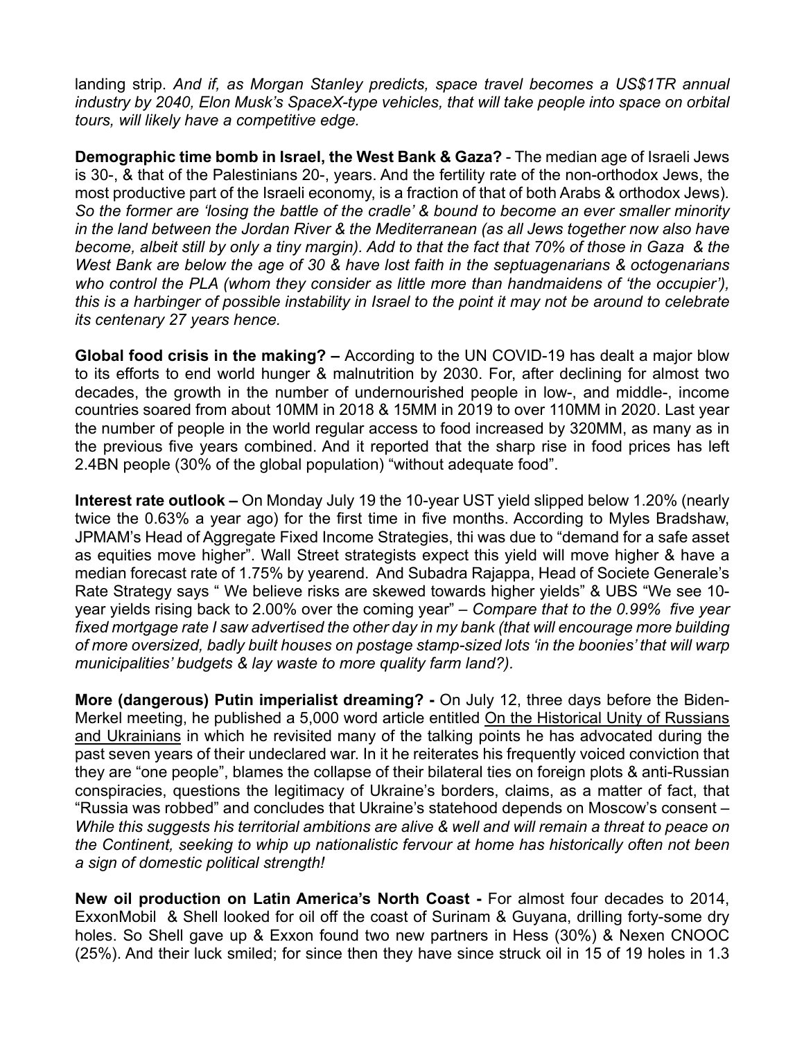landing strip. *And if, as Morgan Stanley predicts, space travel becomes a US$1TR annual industry by 2040, Elon Musk's SpaceX-type vehicles, that will take people into space on orbital tours, will likely have a competitive edge.*

**Demographic time bomb in Israel, the West Bank & Gaza?** - The median age of Israeli Jews is 30-, & that of the Palestinians 20-, years. And the fertility rate of the non-orthodox Jews, the most productive part of the Israeli economy, is a fraction of that of both Arabs & orthodox Jews). *So the former are 'losing the battle of the cradle' & bound to become an ever smaller minority in the land between the Jordan River & the Mediterranean (as all Jews together now also have become, albeit still by only a tiny margin). Add to that the fact that 70% of those in Gaza & the West Bank are below the age of 30 & have lost faith in the septuagenarians & octogenarians who control the PLA (whom they consider as little more than handmaidens of 'the occupier'), this is a harbinger of possible instability in Israel to the point it may not be around to celebrate its centenary 27 years hence.*

**Global food crisis in the making? –** According to the UN COVID-19 has dealt a major blow to its efforts to end world hunger & malnutrition by 2030. For, after declining for almost two decades, the growth in the number of undernourished people in low-, and middle-, income countries soared from about 10MM in 2018 & 15MM in 2019 to over 110MM in 2020. Last year the number of people in the world regular access to food increased by 320MM, as many as in the previous five years combined. And it reported that the sharp rise in food prices has left 2.4BN people (30% of the global population) "without adequate food".

**Interest rate outlook –** On Monday July 19 the 10-year UST yield slipped below 1.20% (nearly twice the 0.63% a year ago) for the first time in five months. According to Myles Bradshaw, JPMAM's Head of Aggregate Fixed Income Strategies, thi was due to "demand for a safe asset as equities move higher". Wall Street strategists expect this yield will move higher & have a median forecast rate of 1.75% by yearend. And Subadra Rajappa, Head of Societe Generale's Rate Strategy says " We believe risks are skewed towards higher yields" & UBS "We see 10-year yields rising back to 2.00% over the coming year" – *Compare that to the 0.99% five year fixed mortgage rate I saw advertised the other day in my bank (that will encourage more building of more oversized, badly built houses on postage stamp-sized lots 'in the boonies' that will warp municipalities' budgets & lay waste to more quality farm land?).*

**More (dangerous) Putin imperialist dreaming? -** On July 12, three days before the Biden-Merkel meeting, he published a 5,000 word article entitled On the Historical Unity of Russians and Ukrainians in which he revisited many of the talking points he has advocated during the past seven years of their undeclared war. In it he reiterates his frequently voiced conviction that they are "one people", blames the collapse of their bilateral ties on foreign plots & anti-Russian conspiracies, questions the legitimacy of Ukraine's borders, claims, as a matter of fact, that "Russia was robbed" and concludes that Ukraine's statehood depends on Moscow's consent – *While this suggests his territorial ambitions are alive & well and will remain a threat to peace on the Continent, seeking to whip up nationalistic fervour at home has historically often not been a sign of domestic political strength!*

**New oil production on Latin America's North Coast -** For almost four decades to 2014, ExxonMobil & Shell looked for oil off the coast of Surinam & Guyana, drilling forty-some dry holes. So Shell gave up & Exxon found two new partners in Hess (30%) & Nexen CNOOC (25%). And their luck smiled; for since then they have since struck oil in 15 of 19 holes in 1.3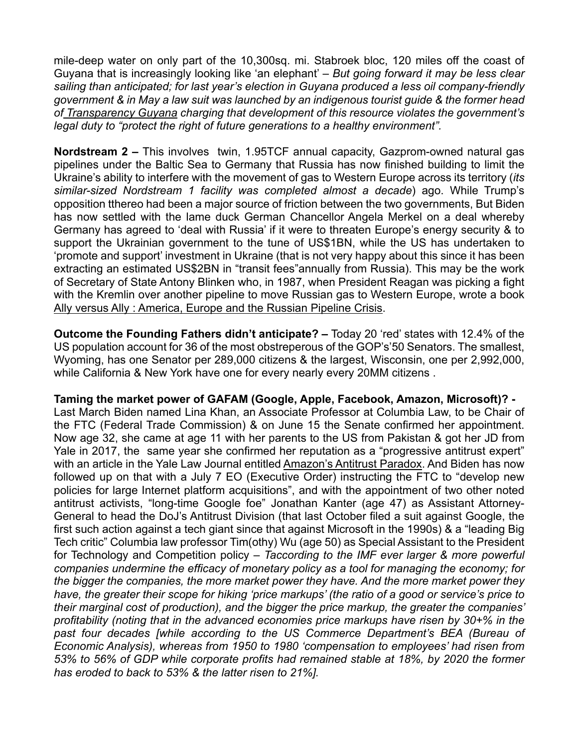mile-deep water on only part of the 10,300sq. mi. Stabroek bloc, 120 miles off the coast of Guyana that is increasingly looking like 'an elephant' – *But going forward it may be less clear sailing than anticipated; for last year's election in Guyana produced a less oil company-friendly government & in May a law suit was launched by an indigenous tourist guide & the former head of Transparency Guyana charging that development of this resource violates the government's legal duty to "protect the right of future generations to a healthy environment".*

**Nordstream 2 –** This involves twin, 1.95TCF annual capacity, Gazprom-owned natural gas pipelines under the Baltic Sea to Germany that Russia has now finished building to limit the Ukraine's ability to interfere with the movement of gas to Western Europe across its territory (*its similar-sized Nordstream 1 facility was completed almost a decade*) ago. While Trump's opposition tthereo had been a major source of friction between the two governments, But Biden has now settled with the lame duck German Chancellor Angela Merkel on a deal whereby Germany has agreed to 'deal with Russia' if it were to threaten Europe's energy security & to support the Ukrainian government to the tune of US$1BN, while the US has undertaken to 'promote and support' investment in Ukraine (that is not very happy about this since it has been extracting an estimated US$2BN in "transit fees"annually from Russia). This may be the work of Secretary of State Antony Blinken who, in 1987, when President Reagan was picking a fight with the Kremlin over another pipeline to move Russian gas to Western Europe, wrote a book Ally versus Ally : America, Europe and the Russian Pipeline Crisis.

**Outcome the Founding Fathers didn't anticipate? –** Today 20 'red' states with 12.4% of the US population account for 36 of the most obstreperous of the GOP's'50 Senators. The smallest, Wyoming, has one Senator per 289,000 citizens & the largest, Wisconsin, one per 2,992,000, while California & New York have one for every nearly every 20MM citizens .

**Taming the market power of GAFAM (Google, Apple, Facebook, Amazon, Microsoft)? -** Last March Biden named Lina Khan, an Associate Professor at Columbia Law, to be Chair of the FTC (Federal Trade Commission) & on June 15 the Senate confirmed her appointment. Now age 32, she came at age 11 with her parents to the US from Pakistan & got her JD from Yale in 2017, the same year she confirmed her reputation as a "progressive antitrust expert" with an article in the Yale Law Journal entitled Amazon's Antitrust Paradox. And Biden has now followed up on that with a July 7 EO (Executive Order) instructing the FTC to "develop new policies for large Internet platform acquisitions", and with the appointment of two other noted antitrust activists, "long-time Google foe" Jonathan Kanter (age 47) as Assistant Attorney-General to head the DoJ's Antitrust Division (that last October filed a suit against Google, the first such action against a tech giant since that against Microsoft in the 1990s) & a "leading Big Tech critic" Columbia law professor Tim(othy) Wu (age 50) as Special Assistant to the President for Technology and Competition policy – *Taccording to the IMF ever larger & more powerful companies undermine the efficacy of monetary policy as a tool for managing the economy; for the bigger the companies, the more market power they have. And the more market power they have, the greater their scope for hiking 'price markups' (the ratio of a good or service's price to their marginal cost of production), and the bigger the price markup, the greater the companies' profitability (noting that in the advanced economies price markups have risen by 30+% in the past four decades [while according to the US Commerce Department's BEA (Bureau of Economic Analysis), whereas from 1950 to 1980 'compensation to employees' had risen from 53% to 56% of GDP while corporate profits had remained stable at 18%, by 2020 the former has eroded to back to 53% & the latter risen to 21%].*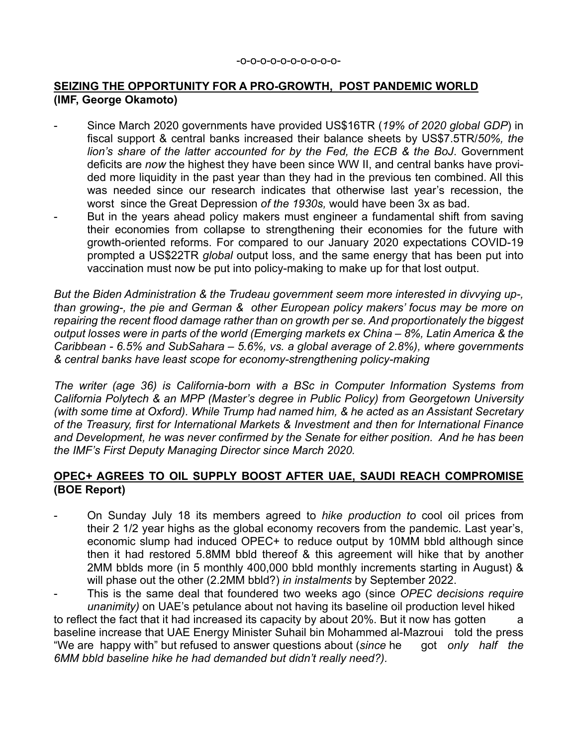-o-o-o-o-o-o-o-o-o-o-

**<u>SEIZING THE OPPORTUNITY FOR A PRO-GROWTH, POST PANDEMIC WORLD</u>**
**(IMF, George Okamoto)**

- Since March 2020 governments have provided US$16TR (*19% of 2020 global GDP*) in fiscal support & central banks increased their balance sheets by US$7.5TR/*50%, the lion's share of the latter accounted for by the Fed, the ECB & the BoJ*. Government deficits are *now* the highest they have been since WW II, and central banks have provided more liquidity in the past year than they had in the previous ten combined. All this was needed since our research indicates that otherwise last year's recession, the worst since the Great Depression *of the 1930s,* would have been 3x as bad.
- But in the years ahead policy makers must engineer a fundamental shift from saving their economies from collapse to strengthening their economies for the future with growth-oriented reforms. For compared to our January 2020 expectations COVID-19 prompted a US$22TR *global* output loss, and the same energy that has been put into vaccination must now be put into policy-making to make up for that lost output.

*But the Biden Administration & the Trudeau government seem more interested in divvying up-, than growing-, the pie and German & other European policy makers' focus may be more on repairing the recent flood damage rather than on growth per se. And proportionately the biggest output losses were in parts of the world (Emerging markets ex China – 8%, Latin America & the Caribbean - 6.5% and SubSahara – 5.6%, vs. a global average of 2.8%), where governments & central banks have least scope for economy-strengthening policy-making*

*The writer (age 36) is California-born with a BSc in Computer Information Systems from California Polytech & an MPP (Master's degree in Public Policy) from Georgetown University (with some time at Oxford). While Trump had named him, & he acted as an Assistant Secretary of the Treasury, first for International Markets & Investment and then for International Finance and Development, he was never confirmed by the Senate for either position. And he has been the IMF's First Deputy Managing Director since March 2020.*

**<u>OPEC+ AGREES TO OIL SUPPLY BOOST AFTER UAE, SAUDI REACH COMPROMISE</u>**
**(BOE Report)**

- On Sunday July 18 its members agreed to *hike production to* cool oil prices from their 2 1/2 year highs as the global economy recovers from the pandemic. Last year's, economic slump had induced OPEC+ to reduce output by 10MM bbld although since then it had restored 5.8MM bbld thereof & this agreement will hike that by another 2MM bblds more (in 5 monthly 400,000 bbld monthly increments starting in August) & will phase out the other (2.2MM bbld?) *in instalments* by September 2022.
- This is the same deal that foundered two weeks ago (since *OPEC decisions require unanimity)* on UAE's petulance about not having its baseline oil production level hiked to reflect the fact that it had increased its capacity by about 20%. But it now has gotten a baseline increase that UAE Energy Minister Suhail bin Mohammed al-Mazroui told the press "We are happy with" but refused to answer questions about (*since* he got *only half the 6MM bbld baseline hike he had demanded but didn't really need?).*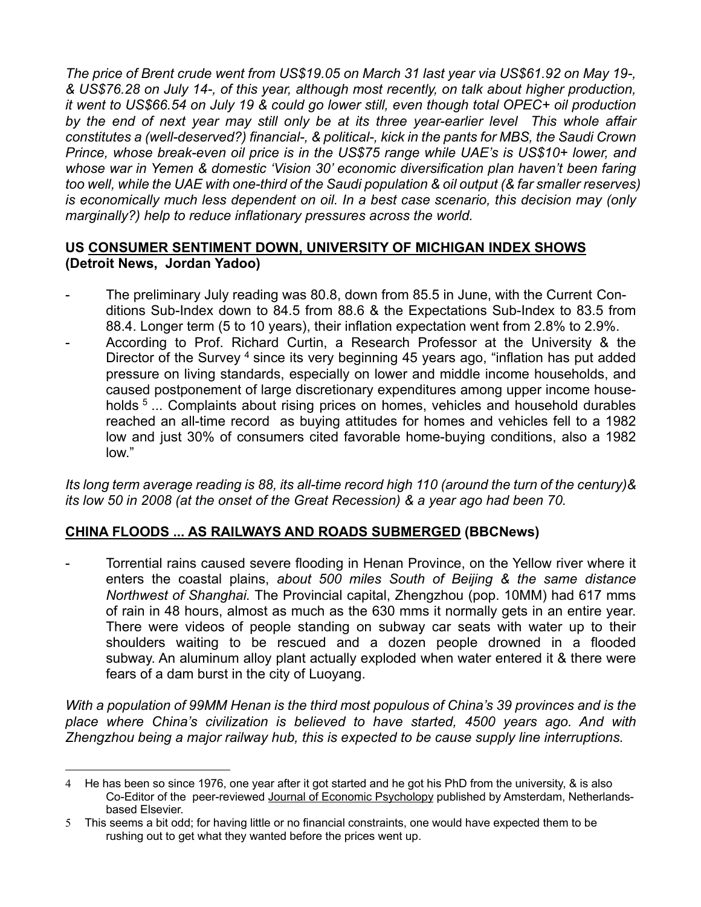*The price of Brent crude went from US$19.05 on March 31 last year via US$61.92 on May 19-, & US$76.28 on July 14-, of this year, although most recently, on talk about higher production, it went to US$66.54 on July 19 & could go lower still, even though total OPEC+ oil production by the end of next year may still only be at its three year-earlier level This whole affair constitutes a (well-deserved?) financial-, & political-, kick in the pants for MBS, the Saudi Crown Prince, whose break-even oil price is in the US$75 range while UAE's is US$10+ lower, and whose war in Yemen & domestic 'Vision 30' economic diversification plan haven't been faring too well, while the UAE with one-third of the Saudi population & oil output (& far smaller reserves) is economically much less dependent on oil. In a best case scenario, this decision may (only marginally?) help to reduce inflationary pressures across the world.*

**US CONSUMER SENTIMENT DOWN, UNIVERSITY OF MICHIGAN INDEX SHOWS (Detroit News, Jordan Yadoo)**

- The preliminary July reading was 80.8, down from 85.5 in June, with the Current Conditions Sub-Index down to 84.5 from 88.6 & the Expectations Sub-Index to 83.5 from 88.4. Longer term (5 to 10 years), their inflation expectation went from 2.8% to 2.9%.
- According to Prof. Richard Curtin, a Research Professor at the University & the Director of the Survey [4] since its very beginning 45 years ago, "inflation has put added pressure on living standards, especially on lower and middle income households, and caused postponement of large discretionary expenditures among upper income households [5] ... Complaints about rising prices on homes, vehicles and household durables reached an all-time record as buying attitudes for homes and vehicles fell to a 1982 low and just 30% of consumers cited favorable home-buying conditions, also a 1982 low."

*Its long term average reading is 88, its all-time record high 110 (around the turn of the century)& its low 50 in 2008 (at the onset of the Great Recession) & a year ago had been 70.*

**CHINA FLOODS ... AS RAILWAYS AND ROADS SUBMERGED (BBCNews)**

- Torrential rains caused severe flooding in Henan Province, on the Yellow river where it enters the coastal plains, *about 500 miles South of Beijing & the same distance Northwest of Shanghai.* The Provincial capital, Zhengzhou (pop. 10MM) had 617 mms of rain in 48 hours, almost as much as the 630 mms it normally gets in an entire year. There were videos of people standing on subway car seats with water up to their shoulders waiting to be rescued and a dozen people drowned in a flooded subway. An aluminum alloy plant actually exploded when water entered it & there were fears of a dam burst in the city of Luoyang.

*With a population of 99MM Henan is the third most populous of China's 39 provinces and is the place where China's civilization is believed to have started, 4500 years ago. And with Zhengzhou being a major railway hub, this is expected to be cause supply line interruptions.*

---

4 He has been so since 1976, one year after it got started and he got his PhD from the university, & is also Co-Editor of the peer-reviewed Journal of Economic Psychology published by Amsterdam, Netherlands-based Elsevier.

5 This seems a bit odd; for having little or no financial constraints, one would have expected them to be rushing out to get what they wanted before the prices went up.